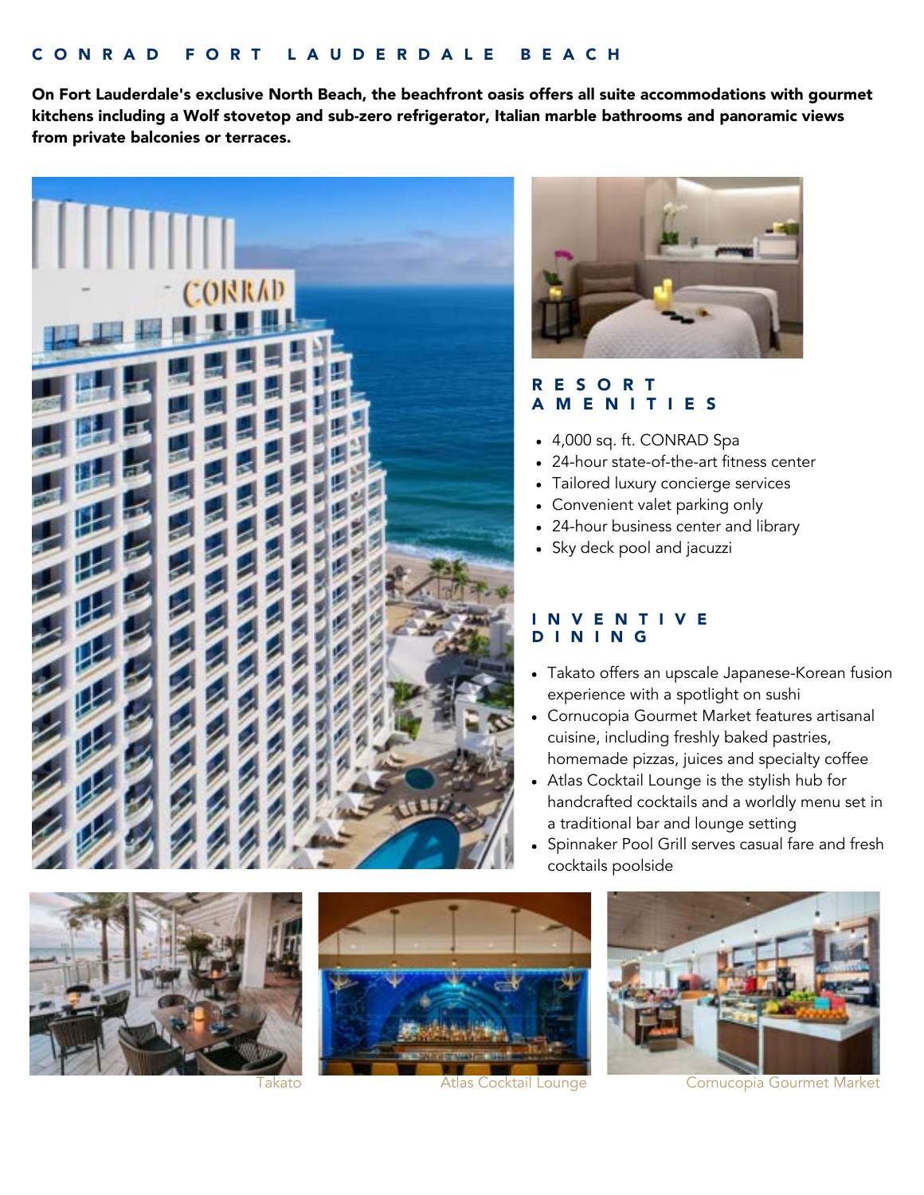# CONRAD FORT LAUDERDALE BEACH

**On Fort Lauderdale's exclusive North Beach, the beachfront oasis offers all suite accommodations with gourmet kitchens including a Wolf stovetop and sub-zero refrigerator, Italian marble bathrooms and panoramic views from private balconies or terraces.**

## RESORT AMENITIES

- 4,000 sq. ft. CONRAD Spa
- 24-hour state-of-the-art fitness center
- Tailored luxury concierge services
- Convenient valet parking only
- 24-hour business center and library
- Sky deck pool and jacuzzi

## INVENTIVE DINING

- Takato offers an upscale Japanese-Korean fusion experience with a spotlight on sushi
- Cornucopia Gourmet Market features artisanal cuisine, including freshly baked pastries, homemade pizzas, juices and specialty coffee
- Atlas Cocktail Lounge is the stylish hub for handcrafted cocktails and a worldly menu set in a traditional bar and lounge setting
- Spinnaker Pool Grill serves casual fare and fresh cocktails poolside

Takato

Atlas Cocktail Lounge

Cornucopia Gourmet Market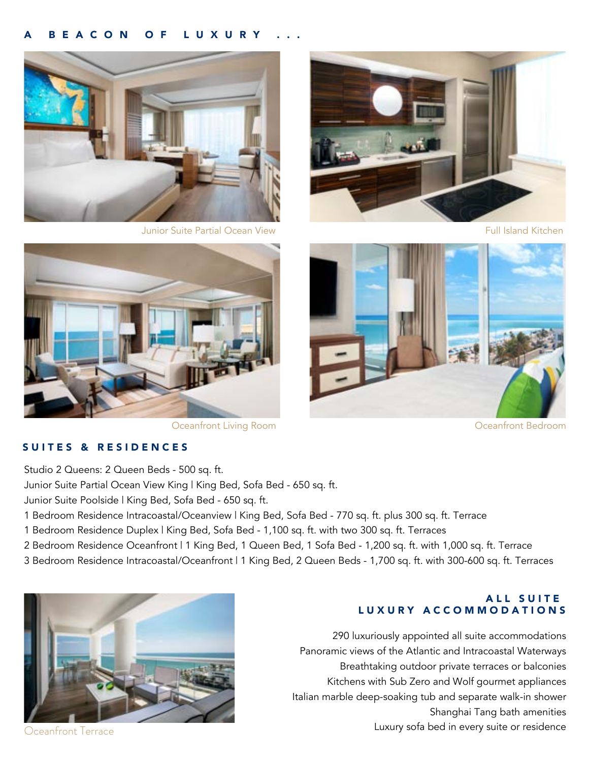## A BEACON OF LUXURY ...

Junior Suite Partial Ocean View

Full Island Kitchen

Oceanfront Living Room

Oceanfront Bedroom

## SUITES & RESIDENCES

Studio 2 Queens: 2 Queen Beds - 500 sq. ft.
Junior Suite Partial Ocean View King l King Bed, Sofa Bed - 650 sq. ft.
Junior Suite Poolside l King Bed, Sofa Bed - 650 sq. ft.
1 Bedroom Residence Intracoastal/Oceanview l King Bed, Sofa Bed - 770 sq. ft. plus 300 sq. ft. Terrace
1 Bedroom Residence Duplex l King Bed, Sofa Bed - 1,100 sq. ft. with two 300 sq. ft. Terraces
2 Bedroom Residence Oceanfront l 1 King Bed, 1 Queen Bed, 1 Sofa Bed - 1,200 sq. ft. with 1,000 sq. ft. Terrace
3 Bedroom Residence Intracoastal/Oceanfront l 1 King Bed, 2 Queen Beds - 1,700 sq. ft. with 300-600 sq. ft. Terraces

Oceanfront Terrace

## ALL SUITE LUXURY ACCOMMODATIONS

290 luxuriously appointed all suite accommodations
Panoramic views of the Atlantic and Intracoastal Waterways
Breathtaking outdoor private terraces or balconies
Kitchens with Sub Zero and Wolf gourmet appliances
Italian marble deep-soaking tub and separate walk-in shower
Shanghai Tang bath amenities
Luxury sofa bed in every suite or residence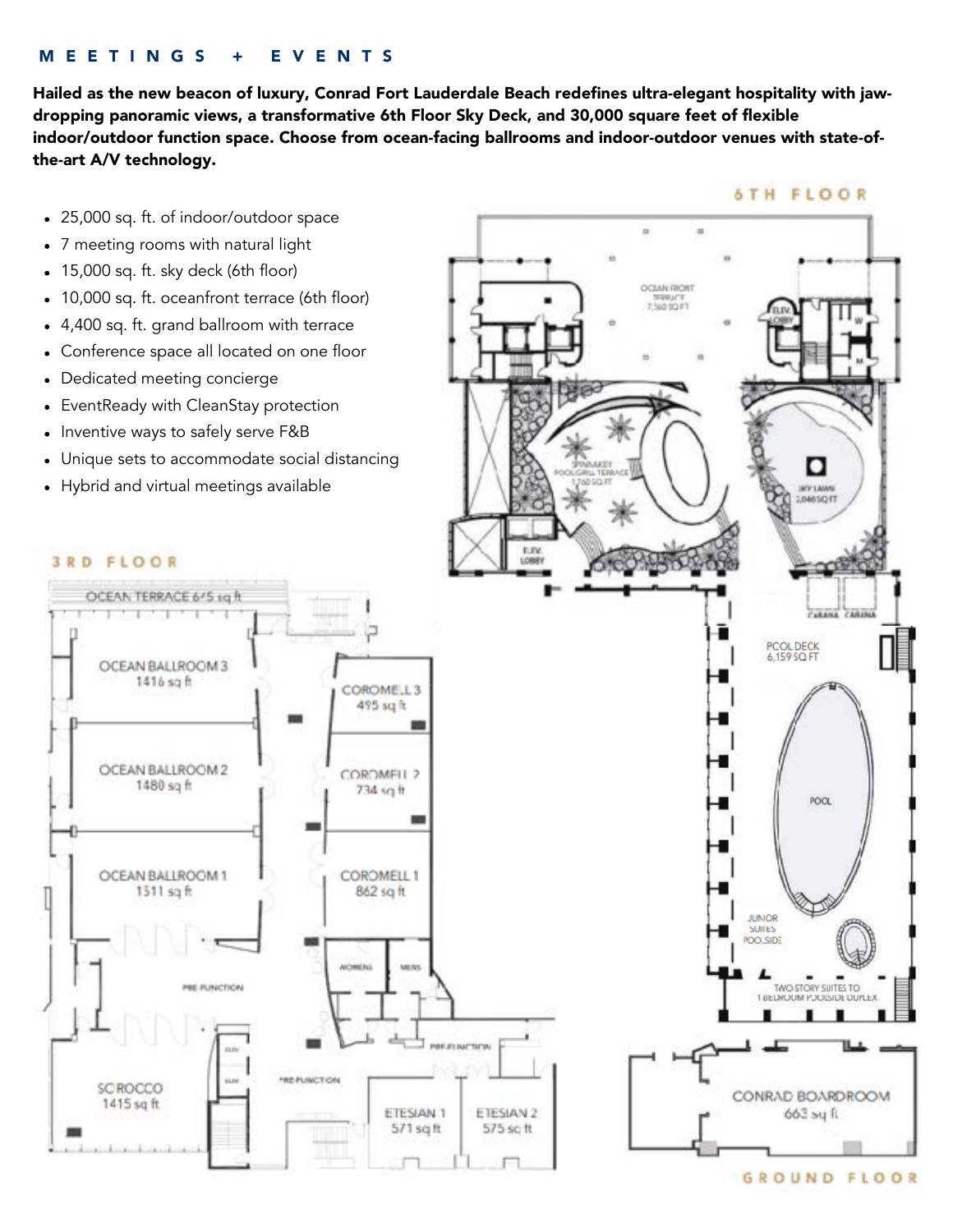## MEETINGS + EVENTS

**Hailed as the new beacon of luxury, Conrad Fort Lauderdale Beach redefines ultra-elegant hospitality with jaw-dropping panoramic views, a transformative 6th Floor Sky Deck, and 30,000 square feet of flexible indoor/outdoor function space. Choose from ocean-facing ballrooms and indoor-outdoor venues with state-of-the-art A/V technology.**

- 25,000 sq. ft. of indoor/outdoor space
- 7 meeting rooms with natural light
- 15,000 sq. ft. sky deck (6th floor)
- 10,000 sq. ft. oceanfront terrace (6th floor)
- 4,400 sq. ft. grand ballroom with terrace
- Conference space all located on one floor
- Dedicated meeting concierge
- EventReady with CleanStay protection
- Inventive ways to safely serve F&B
- Unique sets to accommodate social distancing
- Hybrid and virtual meetings available

6TH FLOOR

OCEAN FRONT TERRACE 7,360 SQ FT

SPINNAKER POOLGRILL TERRACE 1,760 SQ FT

SKY LAWN 2,046 SQ FT

ELEV. LOBBY

CABANA CABANA

POOL DECK 6,159 SQ FT

POOL

JUNIOR SUITES POOLSIDE

TWO STORY SUITES TO 1 BEDROOM POOLSIDE DUPLEX

3RD FLOOR

OCEAN TERRACE 675 sq ft

OCEAN BALLROOM 3 1416 sq ft

OCEAN BALLROOM 2 1480 sq ft

OCEAN BALLROOM 1 1511 sq ft

COROMELL 3 495 sq ft

COROMELL 2 734 sq ft

COROMELL 1 862 sq ft

WOMENS MENS

PRE-FUNCTION

SCIROCCO 1415 sq ft

ETESIAN 1 571 sq ft

ETESIAN 2 575 sq ft

CONRAD BOARDROOM 663 sq ft

GROUND FLOOR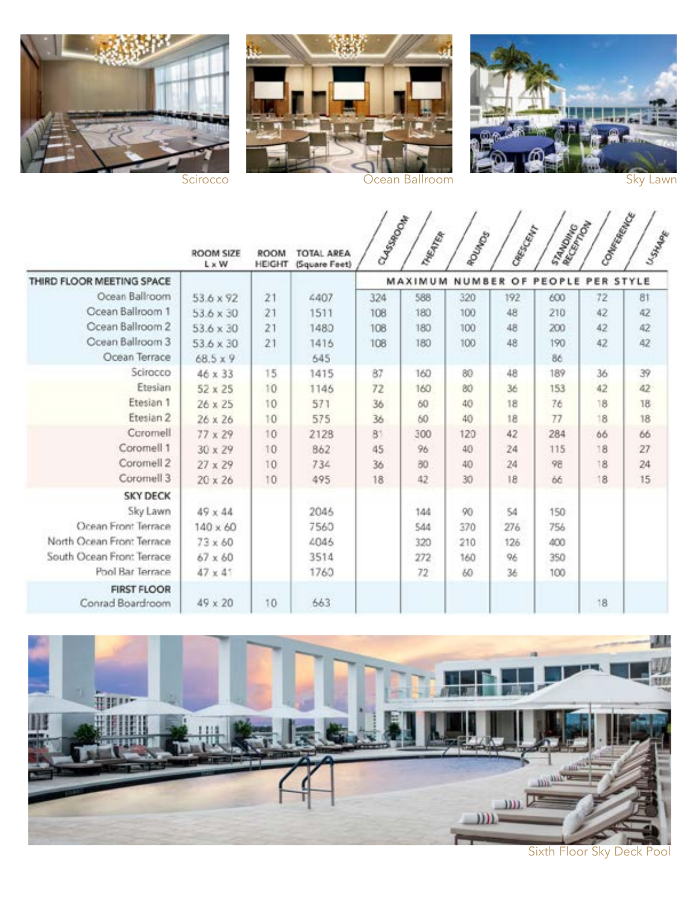Scirocco

Ocean Ballroom

Sky Lawn

| | ROOM SIZE L x W | ROOM HEIGHT | TOTAL AREA (Square Feet) | CLASSROOM | THEATER | ROUNDS | CRESCENT | STANDING RECEPTION | CONFERENCE | U-SHAPE |
|---|---|---|---|---|---|---|---|---|---|---|
| **THIRD FLOOR MEETING SPACE** | | | | MAXIMUM NUMBER OF PEOPLE PER STYLE | | | | | | |
| Ocean Ballroom | 53.6 x 92 | 21 | 4407 | 324 | 588 | 320 | 192 | 600 | 72 | 81 |
| Ocean Ballroom 1 | 53.6 x 30 | 21 | 1511 | 108 | 180 | 100 | 48 | 210 | 42 | 42 |
| Ocean Ballroom 2 | 53.6 x 30 | 21 | 1480 | 108 | 180 | 100 | 48 | 200 | 42 | 42 |
| Ocean Ballroom 3 | 53.6 x 30 | 21 | 1416 | 108 | 180 | 100 | 48 | 190 | 42 | 42 |
| Ocean Terrace | 68.5 x 9 | | 645 | | | | | 86 | | |
| Scirocco | 46 x 33 | 15 | 1415 | 87 | 160 | 80 | 48 | 189 | 36 | 39 |
| Etesian | 52 x 25 | 10 | 1146 | 72 | 160 | 80 | 36 | 153 | 42 | 42 |
| Etesian 1 | 26 x 25 | 10 | 571 | 36 | 60 | 40 | 18 | 76 | 18 | 18 |
| Etesian 2 | 26 x 26 | 10 | 575 | 36 | 60 | 40 | 18 | 77 | 18 | 18 |
| Coromell | 77 x 29 | 10 | 2128 | 81 | 300 | 120 | 42 | 284 | 66 | 66 |
| Coromell 1 | 30 x 29 | 10 | 862 | 45 | 96 | 40 | 24 | 115 | 18 | 27 |
| Coromell 2 | 27 x 29 | 10 | 734 | 36 | 80 | 40 | 24 | 98 | 18 | 24 |
| Coromell 3 | 20 x 26 | 10 | 495 | 18 | 42 | 30 | 18 | 66 | 18 | 15 |
| **SKY DECK** | | | | | | | | | | |
| Sky Lawn | 49 x 44 | | 2046 | | 144 | 90 | 54 | 150 | | |
| Ocean Front Terrace | 140 x 60 | | 7560 | | 544 | 370 | 276 | 756 | | |
| North Ocean Front Terrace | 73 x 60 | | 4046 | | 320 | 210 | 126 | 400 | | |
| South Ocean Front Terrace | 67 x 60 | | 3514 | | 272 | 160 | 96 | 350 | | |
| Pool Bar Terrace | 47 x 41 | | 1760 | | 72 | 60 | 36 | 100 | | |
| **FIRST FLOOR** | | | | | | | | | | |
| Conrad Boardroom | 49 x 20 | 10 | 663 | | | | | | 18 | |

Sixth Floor Sky Deck Pool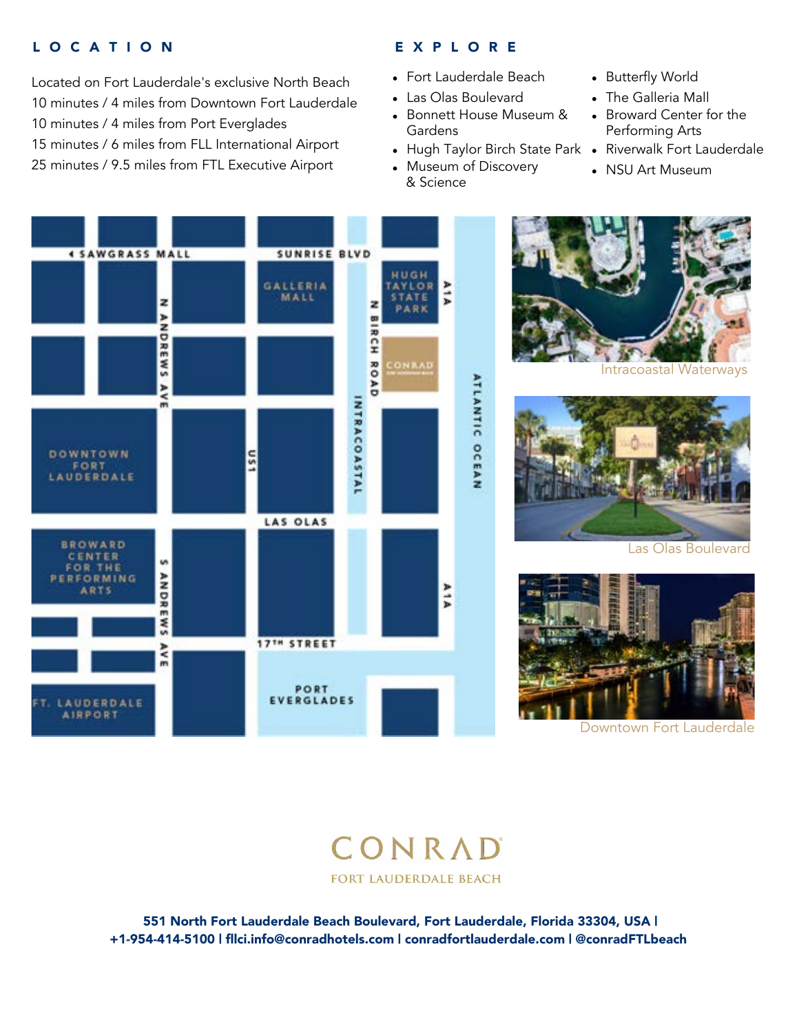## LOCATION

Located on Fort Lauderdale's exclusive North Beach
10 minutes / 4 miles from Downtown Fort Lauderdale
10 minutes / 4 miles from Port Everglades
15 minutes / 6 miles from FLL International Airport
25 minutes / 9.5 miles from FTL Executive Airport

## EXPLORE

- Fort Lauderdale Beach
- Las Olas Boulevard
- Bonnett House Museum & Gardens
- Hugh Taylor Birch State Park
- Museum of Discovery & Science
- Butterfly World
- The Galleria Mall
- Broward Center for the Performing Arts
- Riverwalk Fort Lauderdale
- NSU Art Museum

SAWGRASS MALL
SUNRISE BLVD
GALLERIA MALL
HUGH TAYLOR STATE PARK
A1A
N ANDREWS AVE
N BIRCH ROAD
CONRAD
INTRACOASTAL
ATLANTIC OCEAN
DOWNTOWN FORT LAUDERDALE
US1
LAS OLAS
BROWARD CENTER FOR THE PERFORMING ARTS
S ANDREWS AVE
A1A
17TH STREET
PORT EVERGLADES
FT. LAUDERDALE AIRPORT

Intracoastal Waterways

Las Olas Boulevard

Downtown Fort Lauderdale

CONRAD
FORT LAUDERDALE BEACH

**551 North Fort Lauderdale Beach Boulevard, Fort Lauderdale, Florida 33304, USA | +1-954-414-5100 | fllci.info@conradhotels.com | conradfortlauderdale.com | @conradFTLbeach**